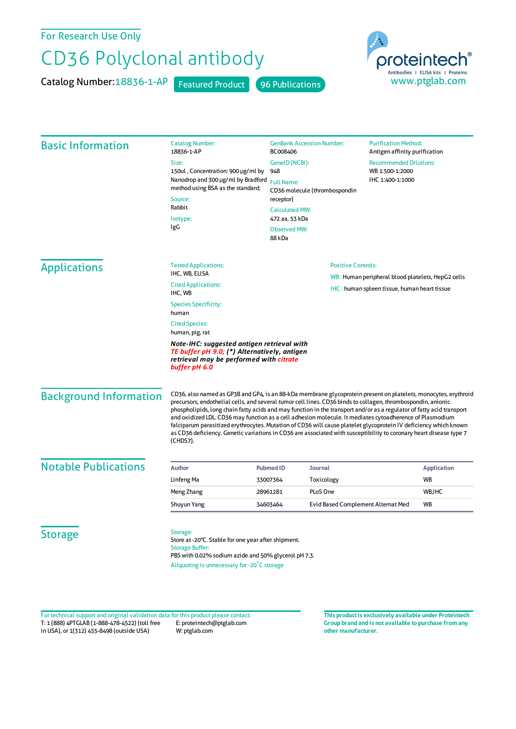For Research Use Only

# CD36 Polyclonal antibody

Catalog Number: 18836-1-AP   Featured Product   96 Publications

proteintech® Antibodies | ELISA kits | Proteins
www.ptglab.com

## Basic Information

Catalog Number:
18836-1-AP

Size:
150ul , Concentration: 900 μg/ml by Nanodrop and 300 μg/ml by Bradford method using BSA as the standard;

Source:
Rabbit

Isotype:
IgG

GenBank Accession Number:
BC008406

GeneID (NCBI):
948

Full Name:
CD36 molecule (thrombospondin receptor)

Calculated MW:
472 aa, 53 kDa

Observed MW:
88 kDa

Purification Method:
Antigen affinity purification

Recommended Dilutions:
WB 1:500-1:2000
IHC 1:400-1:1000

## Applications

Tested Applications:
IHC, WB, ELISA

Cited Applications:
IHC, WB

Species Specificity:
human

Cited Species:
human, pig, rat

***Note-IHC: suggested antigen retrieval with TE buffer pH 9.0; (\*) Alternatively, antigen retrieval may be performed with citrate buffer pH 6.0***

Positive Controls:

WB : Human peripheral blood platelets, HepG2 cells

IHC : human spleen tissue, human heart tissue

## Background Information

CD36, also named as GP3B and GP4, is an 88-kDa membrane glycoprotein present on platelets, monocytes, erythroid precursors, endothelial cells, and several tumor cell lines. CD36 binds to collagen, thrombospondin, anionic phospholipids, long chain fatty acids and may function in the transport and/or as a regulator of fatty acid transport and oxidized LDL. CD36 may function as a cell adhesion molecule. It mediates cytoadherence of Plasmodium falciparum parasitized erythrocytes. Mutation of CD36 will cause platelet glycoprotein IV deficiency which known as CD36 deficiency. Genetic variations in CD36 are associated with susceptibility to coronary heart disease type 7 (CHDS7).

## Notable Publications

| Author | Pubmed ID | Journal | Application |
|---|---|---|---|
| Linfeng Ma | 33007364 | Toxicology | WB |
| Meng Zhang | 28961281 | PLoS One | WB,IHC |
| Shuyun Yang | 34603464 | Evid Based Complement Alternat Med | WB |

## Storage

Storage:
Store at -20°C. Stable for one year after shipment.

Storage Buffer:
PBS with 0.02% sodium azide and 50% glycerol pH 7.3.

Aliquoting is unnecessary for -20°C storage

For technical support and original validation data for this product please contact:
T: 1 (888) 4PTGLAB (1-888-478-4522) (toll free in USA), or 1(312) 455-8498 (outside USA)
E: proteintech@ptglab.com
W: ptglab.com

**This product is exclusively available under Proteintech Group brand and is not available to purchase from any other manufacturer.**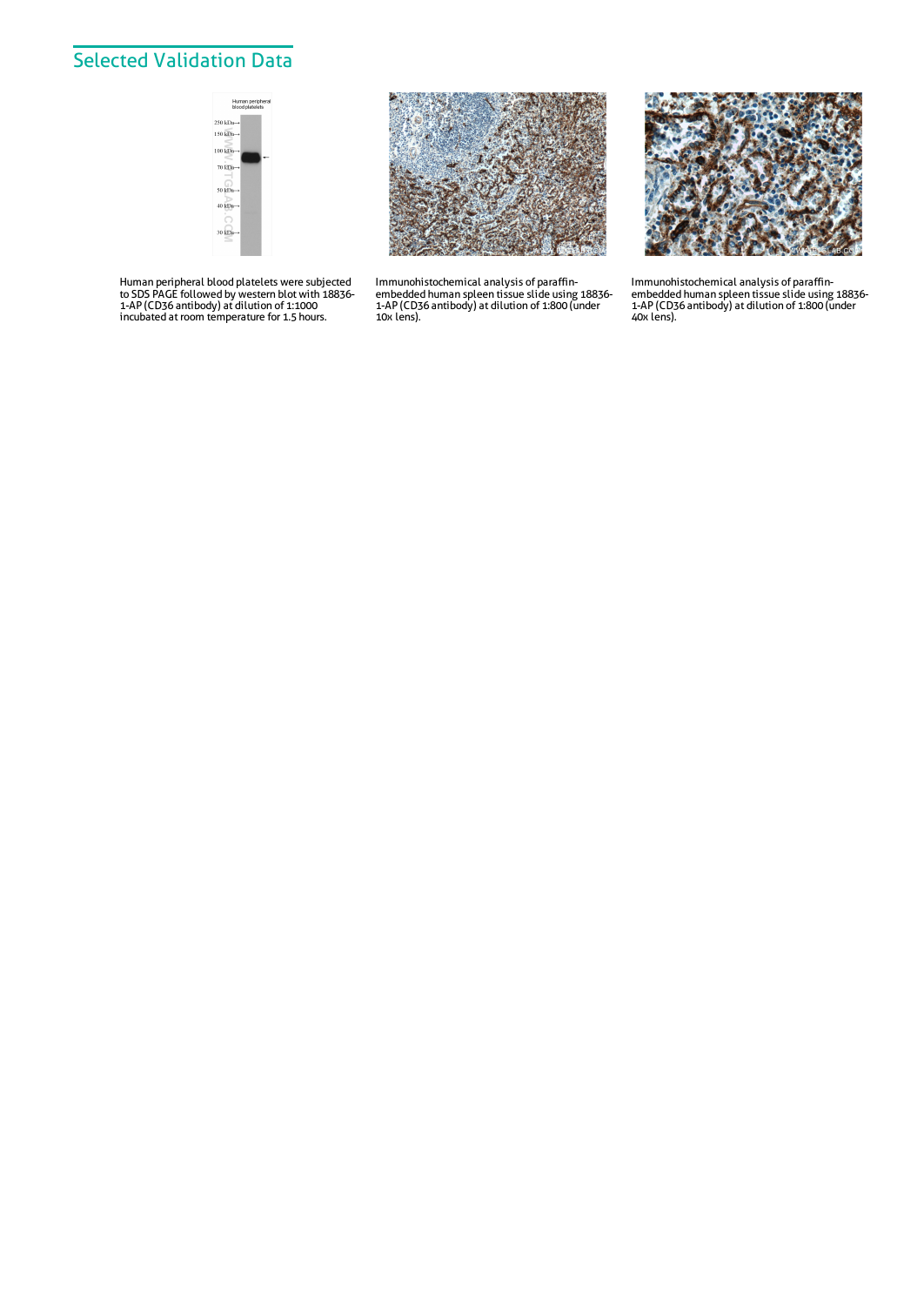## Selected Validation Data

Human peripheral blood platelets were subjected to SDS PAGE followed by western blot with 18836-1-AP (CD36 antibody) at dilution of 1:1000 incubated at room temperature for 1.5 hours.

Immunohistochemical analysis of paraffin-embedded human spleen tissue slide using 18836-1-AP (CD36 antibody) at dilution of 1:800 (under 10x lens).

Immunohistochemical analysis of paraffin-embedded human spleen tissue slide using 18836-1-AP (CD36 antibody) at dilution of 1:800 (under 40x lens).